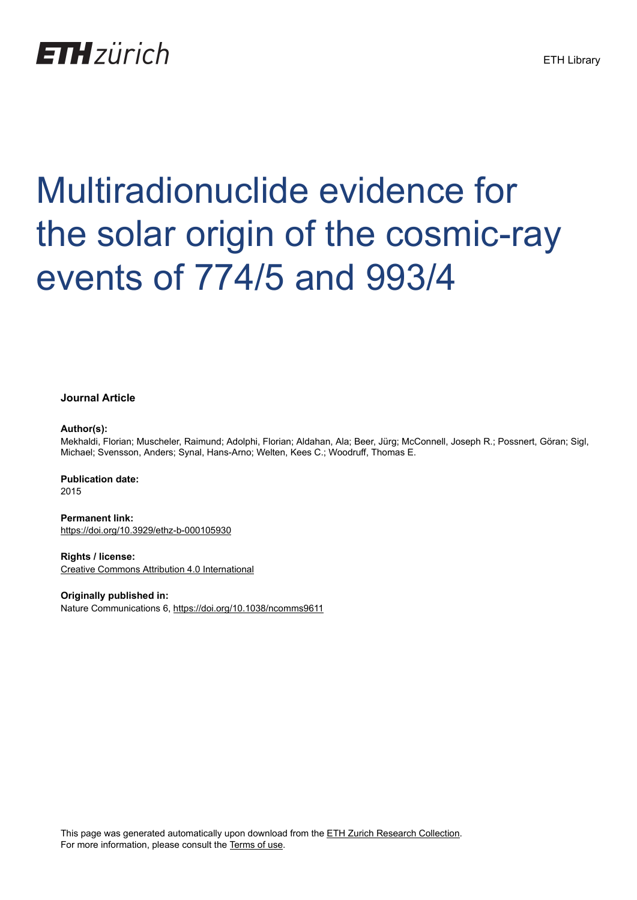# Multiradionuclide evidence for the solar origin of the cosmic-ray events of 774/5 and 993/4

**Journal Article**

**Author(s):**
Mekhaldi, Florian; Muscheler, Raimund; Adolphi, Florian; Aldahan, Ala; Beer, Jürg; McConnell, Joseph R.; Possnert, Göran; Sigl, Michael; Svensson, Anders; Synal, Hans-Arno; Welten, Kees C.; Woodruff, Thomas E.

**Publication date:**
2015

**Permanent link:**
https://doi.org/10.3929/ethz-b-000105930

**Rights / license:**
Creative Commons Attribution 4.0 International

**Originally published in:**
Nature Communications 6, https://doi.org/10.1038/ncomms9611

This page was generated automatically upon download from the ETH Zurich Research Collection.
For more information, please consult the Terms of use.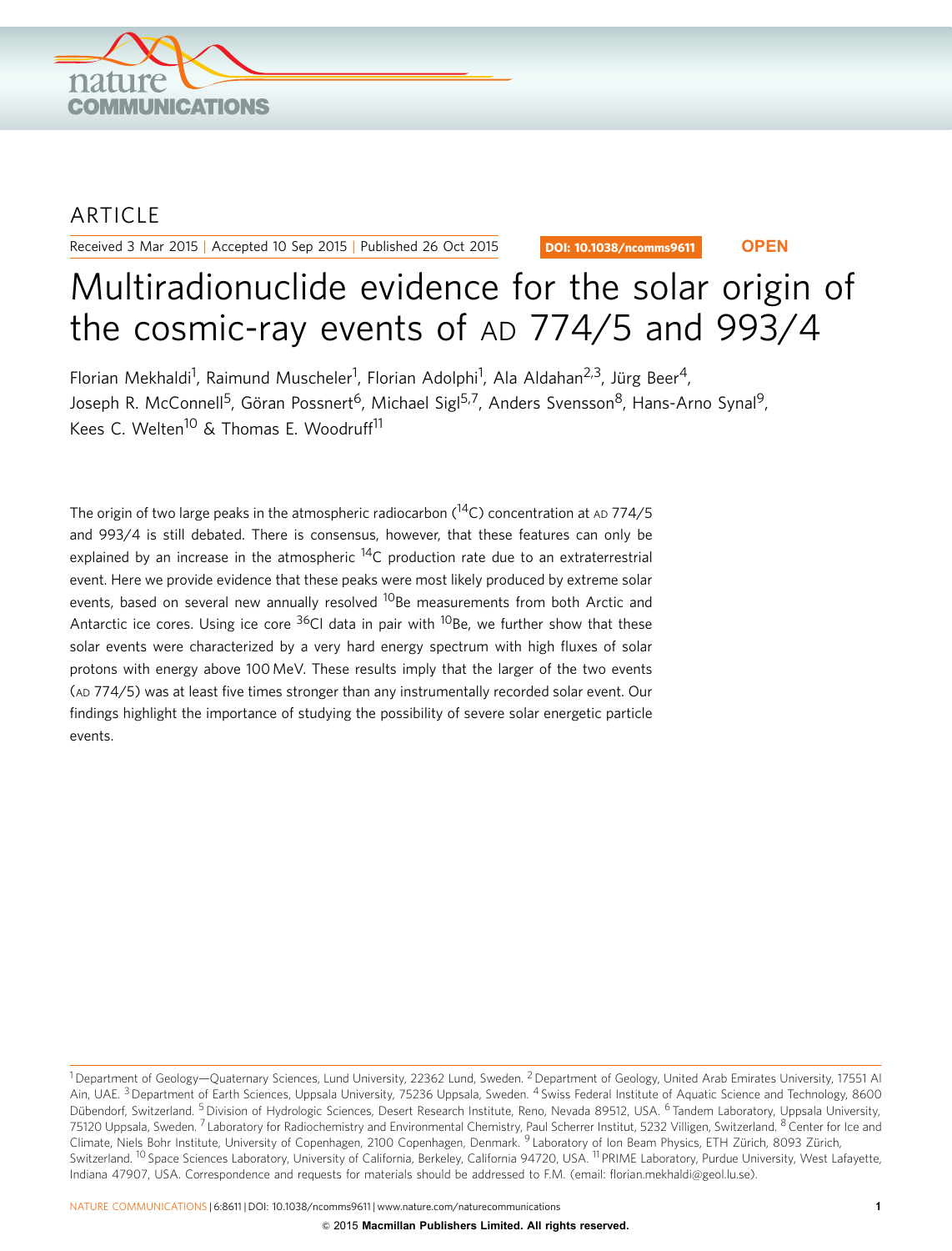ARTICLE

Received 3 Mar 2015 | Accepted 10 Sep 2015 | Published 26 Oct 2015

DOI: 10.1038/ncomms9611 **OPEN**

# Multiradionuclide evidence for the solar origin of the cosmic-ray events of AD 774/5 and 993/4

Florian Mekhaldi[1], Raimund Muscheler[1], Florian Adolphi[1], Ala Aldahan[2,3], Jürg Beer[4], Joseph R. McConnell[5], Göran Possnert[6], Michael Sigl[5,7], Anders Svensson[8], Hans-Arno Synal[9], Kees C. Welten[10] & Thomas E. Woodruff[11]

The origin of two large peaks in the atmospheric radiocarbon ($^{14}C$) concentration at AD 774/5 and 993/4 is still debated. There is consensus, however, that these features can only be explained by an increase in the atmospheric $^{14}C$ production rate due to an extraterrestrial event. Here we provide evidence that these peaks were most likely produced by extreme solar events, based on several new annually resolved $^{10}Be$ measurements from both Arctic and Antarctic ice cores. Using ice core $^{36}Cl$ data in pair with $^{10}Be$, we further show that these solar events were characterized by a very hard energy spectrum with high fluxes of solar protons with energy above 100 MeV. These results imply that the larger of the two events (AD 774/5) was at least five times stronger than any instrumentally recorded solar event. Our findings highlight the importance of studying the possibility of severe solar energetic particle events.

[1] Department of Geology—Quaternary Sciences, Lund University, 22362 Lund, Sweden. [2] Department of Geology, United Arab Emirates University, 17551 Al Ain, UAE. [3] Department of Earth Sciences, Uppsala University, 75236 Uppsala, Sweden. [4] Swiss Federal Institute of Aquatic Science and Technology, 8600 Dübendorf, Switzerland. [5] Division of Hydrologic Sciences, Desert Research Institute, Reno, Nevada 89512, USA. [6] Tandem Laboratory, Uppsala University, 75120 Uppsala, Sweden. [7] Laboratory for Radiochemistry and Environmental Chemistry, Paul Scherrer Institut, 5232 Villigen, Switzerland. [8] Center for Ice and Climate, Niels Bohr Institute, University of Copenhagen, 2100 Copenhagen, Denmark. [9] Laboratory of Ion Beam Physics, ETH Zürich, 8093 Zürich, Switzerland. [10] Space Sciences Laboratory, University of California, Berkeley, California 94720, USA. [11] PRIME Laboratory, Purdue University, West Lafayette, Indiana 47907, USA. Correspondence and requests for materials should be addressed to F.M. (email: florian.mekhaldi@geol.lu.se).

© 2015 Macmillan Publishers Limited. All rights reserved.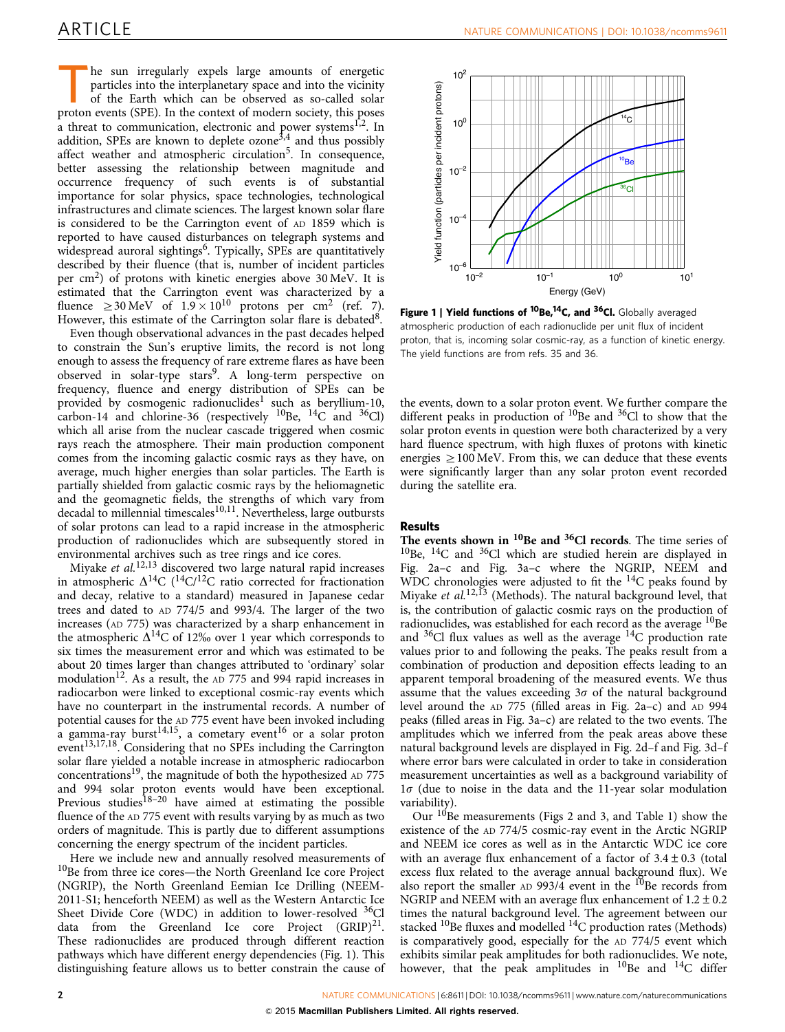The sun irregularly expels large amounts of energetic particles into the interplanetary space and into the vicinity of the Earth which can be observed as so-called solar proton events (SPE). In the context of modern society, this poses a threat to communication, electronic and power systems[1,2]. In addition, SPEs are known to deplete ozone[3,4] and thus possibly affect weather and atmospheric circulation[5]. In consequence, better assessing the relationship between magnitude and occurrence frequency of such events is of substantial importance for solar physics, space technologies, technological infrastructures and climate sciences. The largest known solar flare is considered to be the Carrington event of AD 1859 which is reported to have caused disturbances on telegraph systems and widespread auroral sightings[6]. Typically, SPEs are quantitatively described by their fluence (that is, number of incident particles per $cm^2$) of protons with kinetic energies above 30 MeV. It is estimated that the Carrington event was characterized by a fluence $\geq 30$ MeV of $1.9 \times 10^{10}$ protons per $cm^2$ (ref. 7). However, this estimate of the Carrington solar flare is debated[8].

Even though observational advances in the past decades helped to constrain the Sun's eruptive limits, the record is not long enough to assess the frequency of rare extreme flares as have been observed in solar-type stars[9]. A long-term perspective on frequency, fluence and energy distribution of SPEs can be provided by cosmogenic radionuclides[1] such as beryllium-10, carbon-14 and chlorine-36 (respectively $^{10}$Be, $^{14}$C and $^{36}$Cl) which all arise from the nuclear cascade triggered when cosmic rays reach the atmosphere. Their main production component comes from the incoming galactic cosmic rays as they have, on average, much higher energies than solar particles. The Earth is partially shielded from galactic cosmic rays by the heliomagnetic and the geomagnetic fields, the strengths of which vary from decadal to millennial timescales[10,11]. Nevertheless, large outbursts of solar protons can lead to a rapid increase in the atmospheric production of radionuclides which are subsequently stored in environmental archives such as tree rings and ice cores.

Miyake *et al.*[12,13] discovered two large natural rapid increases in atmospheric $\Delta^{14}$C ($^{14}$C/$^{12}$C ratio corrected for fractionation and decay, relative to a standard) measured in Japanese cedar trees and dated to AD 774/5 and 993/4. The larger of the two increases (AD 775) was characterized by a sharp enhancement in the atmospheric $\Delta^{14}$C of 12‰ over 1 year which corresponds to six times the measurement error and which was estimated to be about 20 times larger than changes attributed to 'ordinary' solar modulation[12]. As a result, the AD 775 and 994 rapid increases in radiocarbon were linked to exceptional cosmic-ray events which have no counterpart in the instrumental records. A number of potential causes for the AD 775 event have been invoked including a gamma-ray burst[14,15], a cometary event[16] or a solar proton event[13,17,18]. Considering that no SPEs including the Carrington solar flare yielded a notable increase in atmospheric radiocarbon concentrations[19], the magnitude of both the hypothesized AD 775 and 994 solar proton events would have been exceptional. Previous studies[18–20] have aimed at estimating the possible fluence of the AD 775 event with results varying by as much as two orders of magnitude. This is partly due to different assumptions concerning the energy spectrum of the incident particles.

Here we include new and annually resolved measurements of $^{10}$Be from three ice cores—the North Greenland Ice core Project (NGRIP), the North Greenland Eemian Ice Drilling (NEEM-2011-S1; henceforth NEEM) as well as the Western Antarctic Ice Sheet Divide Core (WDC) in addition to lower-resolved $^{36}$Cl data from the Greenland Ice core Project (GRIP)[21]. These radionuclides are produced through different reaction pathways which have different energy dependencies (Fig. 1). This distinguishing feature allows us to better constrain the cause of the events, down to a solar proton event. We further compare the different peaks in production of $^{10}$Be and $^{36}$Cl to show that the solar proton events in question were both characterized by a very hard fluence spectrum, with high fluxes of protons with kinetic energies $\geq 100$ MeV. From this, we can deduce that these events were significantly larger than any solar proton event recorded during the satellite era.

**Figure 1 | Yield functions of $^{10}$Be, $^{14}$C, and $^{36}$Cl.** Globally averaged atmospheric production of each radionuclide per unit flux of incident proton, that is, incoming solar cosmic-ray, as a function of kinetic energy. The yield functions are from refs. 35 and 36.

## Results

**The events shown in $^{10}$Be and $^{36}$Cl records**. The time series of $^{10}$Be, $^{14}$C and $^{36}$Cl which are studied herein are displayed in Fig. 2a–c and Fig. 3a–c where the NGRIP, NEEM and WDC chronologies were adjusted to fit the $^{14}$C peaks found by Miyake *et al.*[12,13] (Methods). The natural background level, that is, the contribution of galactic cosmic rays on the production of radionuclides, was established for each record as the average $^{10}$Be and $^{36}$Cl flux values as well as the average $^{14}$C production rate values prior to and following the peaks. The peaks result from a combination of production and deposition effects leading to an apparent temporal broadening of the measured events. We thus assume that the values exceeding $3\sigma$ of the natural background level around the AD 775 (filled areas in Fig. 2a–c) and AD 994 peaks (filled areas in Fig. 3a–c) are related to the two events. The amplitudes which we inferred from the peak areas above these natural background levels are displayed in Fig. 2d–f and Fig. 3d–f where error bars were calculated in order to take in consideration measurement uncertainties as well as a background variability of $1\sigma$ (due to noise in the data and the 11-year solar modulation variability).

Our $^{10}$Be measurements (Figs 2 and 3, and Table 1) show the existence of the AD 774/5 cosmic-ray event in the Arctic NGRIP and NEEM ice cores as well as in the Antarctic WDC ice core with an average flux enhancement of a factor of $3.4 \pm 0.3$ (total excess flux related to the average annual background flux). We also report the smaller AD 993/4 event in the $^{10}$Be records from NGRIP and NEEM with an average flux enhancement of $1.2 \pm 0.2$ times the natural background level. The agreement between our stacked $^{10}$Be fluxes and modelled $^{14}$C production rates (Methods) is comparatively good, especially for the AD 774/5 event which exhibits similar peak amplitudes for both radionuclides. We note, however, that the peak amplitudes in $^{10}$Be and $^{14}$C differ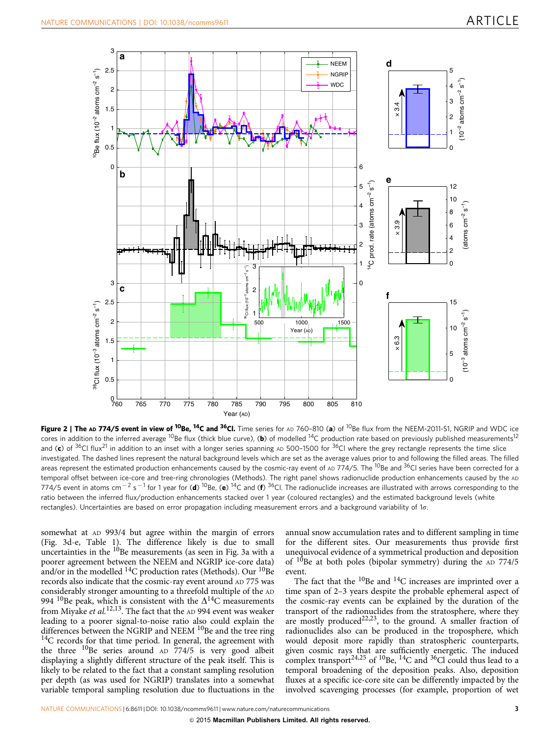**Figure 2 | The AD 774/5 event in view of $^{10}$Be, $^{14}$C and $^{36}$Cl.** Time series for AD 760–810 (**a**) of $^{10}$Be flux from the NEEM-2011-S1, NGRIP and WDC ice cores in addition to the inferred average $^{10}$Be flux (thick blue curve), (**b**) of modelled $^{14}$C production rate based on previously published measurements[12] and (**c**) of $^{36}$Cl flux[21] in addition to an inset with a longer series spanning AD 500–1500 for $^{36}$Cl where the grey rectangle represents the time slice investigated. The dashed lines represent the natural background levels which are set as the average values prior to and following the filled areas. The filled areas represent the estimated production enhancements caused by the cosmic-ray event of AD 774/5. The $^{10}$Be and $^{36}$Cl series have been corrected for a temporal offset between ice-core and tree-ring chronologies (Methods). The right panel shows radionuclide production enhancements caused by the AD 774/5 event in atoms cm$^{-2}$ s$^{-1}$ for 1 year for (**d**) $^{10}$Be, (**e**) $^{14}$C and (**f**) $^{36}$Cl. The radionuclide increases are illustrated with arrows corresponding to the ratio between the inferred flux/production enhancements stacked over 1 year (coloured rectangles) and the estimated background levels (white rectangles). Uncertainties are based on error propagation including measurement errors and a background variability of 1$\sigma$.

somewhat at AD 993/4 but agree within the margin of errors (Fig. 3d-e, Table 1). The difference likely is due to small uncertainties in the $^{10}$Be measurements (as seen in Fig. 3a with a poorer agreement between the NEEM and NGRIP ice-core data) and/or in the modelled $^{14}$C production rates (Methods). Our $^{10}$Be records also indicate that the cosmic-ray event around AD 775 was considerably stronger amounting to a threefold multiple of the AD 994 $^{10}$Be peak, which is consistent with the $\Delta^{14}$C measurements from Miyake *et al.*[12,13]. The fact that the AD 994 event was weaker leading to a poorer signal-to-noise ratio also could explain the differences between the NGRIP and NEEM $^{10}$Be and the tree ring $^{14}$C records for that time period. In general, the agreement with the three $^{10}$Be series around AD 774/5 is very good albeit displaying a slightly different structure of the peak itself. This is likely to be related to the fact that a constant sampling resolution per depth (as was used for NGRIP) translates into a somewhat variable temporal sampling resolution due to fluctuations in the annual snow accumulation rates and to different sampling in time for the different sites. Our measurements thus provide first unequivocal evidence of a symmetrical production and deposition of $^{10}$Be at both poles (bipolar symmetry) during the AD 774/5 event.

The fact that the $^{10}$Be and $^{14}$C increases are imprinted over a time span of 2–3 years despite the probable ephemeral aspect of the cosmic-ray events can be explained by the duration of the transport of the radionuclides from the stratosphere, where they are mostly produced[22,23], to the ground. A smaller fraction of radionuclides also can be produced in the troposphere, which would deposit more rapidly than stratospheric counterparts, given cosmic rays that are sufficiently energetic. The induced complex transport[24,25] of $^{10}$Be, $^{14}$C and $^{36}$Cl could thus lead to a temporal broadening of the deposition peaks. Also, deposition fluxes at a specific ice-core site can be differently impacted by the involved scavenging processes (for example, proportion of wet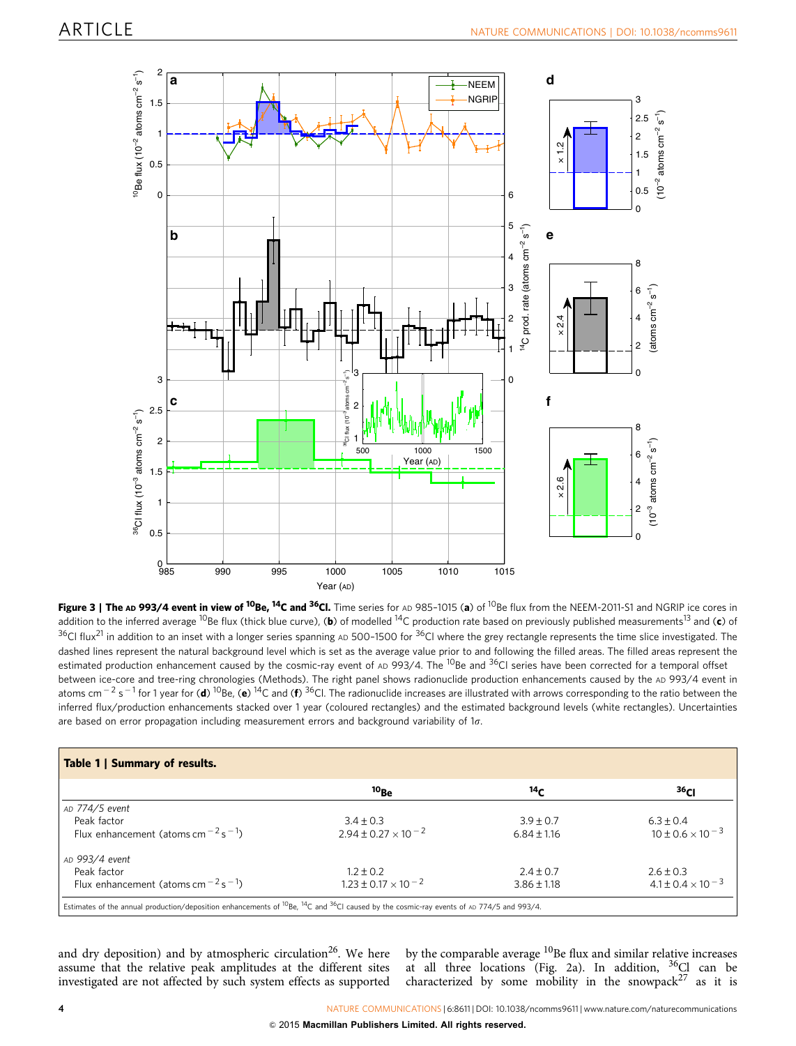**Figure 3 | The AD 993/4 event in view of $^{10}$Be, $^{14}$C and $^{36}$Cl.** Time series for AD 985–1015 (**a**) of $^{10}$Be flux from the NEEM-2011-S1 and NGRIP ice cores in addition to the inferred average $^{10}$Be flux (thick blue curve), (**b**) of modelled $^{14}$C production rate based on previously published measurements[13] and (**c**) of $^{36}$Cl flux[21] in addition to an inset with a longer series spanning AD 500–1500 for $^{36}$Cl where the grey rectangle represents the time slice investigated. The dashed lines represent the natural background level which is set as the average value prior to and following the filled areas. The filled areas represent the estimated production enhancement caused by the cosmic-ray event of AD 993/4. The $^{10}$Be and $^{36}$Cl series have been corrected for a temporal offset between ice-core and tree-ring chronologies (Methods). The right panel shows radionuclide production enhancements caused by the AD 993/4 event in atoms $cm^{-2}$ $s^{-1}$ for 1 year for (**d**) $^{10}$Be, (**e**) $^{14}$C and (**f**) $^{36}$Cl. The radionuclide increases are illustrated with arrows corresponding to the ratio between the inferred flux/production enhancements stacked over 1 year (coloured rectangles) and the estimated background levels (white rectangles). Uncertainties are based on error propagation including measurement errors and background variability of 1σ.

**Table 1 | Summary of results.**

| | $^{10}$Be | $^{14}$C | $^{36}$Cl |
|---|---|---|---|
| *AD 774/5 event* | | | |
| Peak factor | $3.4 \pm 0.3$ | $3.9 \pm 0.7$ | $6.3 \pm 0.4$ |
| Flux enhancement (atoms $cm^{-2}$ $s^{-1}$) | $2.94 \pm 0.27 \times 10^{-2}$ | $6.84 \pm 1.16$ | $10 \pm 0.6 \times 10^{-3}$ |
| *AD 993/4 event* | | | |
| Peak factor | $1.2 \pm 0.2$ | $2.4 \pm 0.7$ | $2.6 \pm 0.3$ |
| Flux enhancement (atoms $cm^{-2}$ $s^{-1}$) | $1.23 \pm 0.17 \times 10^{-2}$ | $3.86 \pm 1.18$ | $4.1 \pm 0.4 \times 10^{-3}$ |

Estimates of the annual production/deposition enhancements of $^{10}$Be, $^{14}$C and $^{36}$Cl caused by the cosmic-ray events of AD 774/5 and 993/4.

and dry deposition) and by atmospheric circulation[26]. We here assume that the relative peak amplitudes at the different sites investigated are not affected by such system effects as supported by the comparable average $^{10}$Be flux and similar relative increases at all three locations (Fig. 2a). In addition, $^{36}$Cl can be characterized by some mobility in the snowpack[27] as it is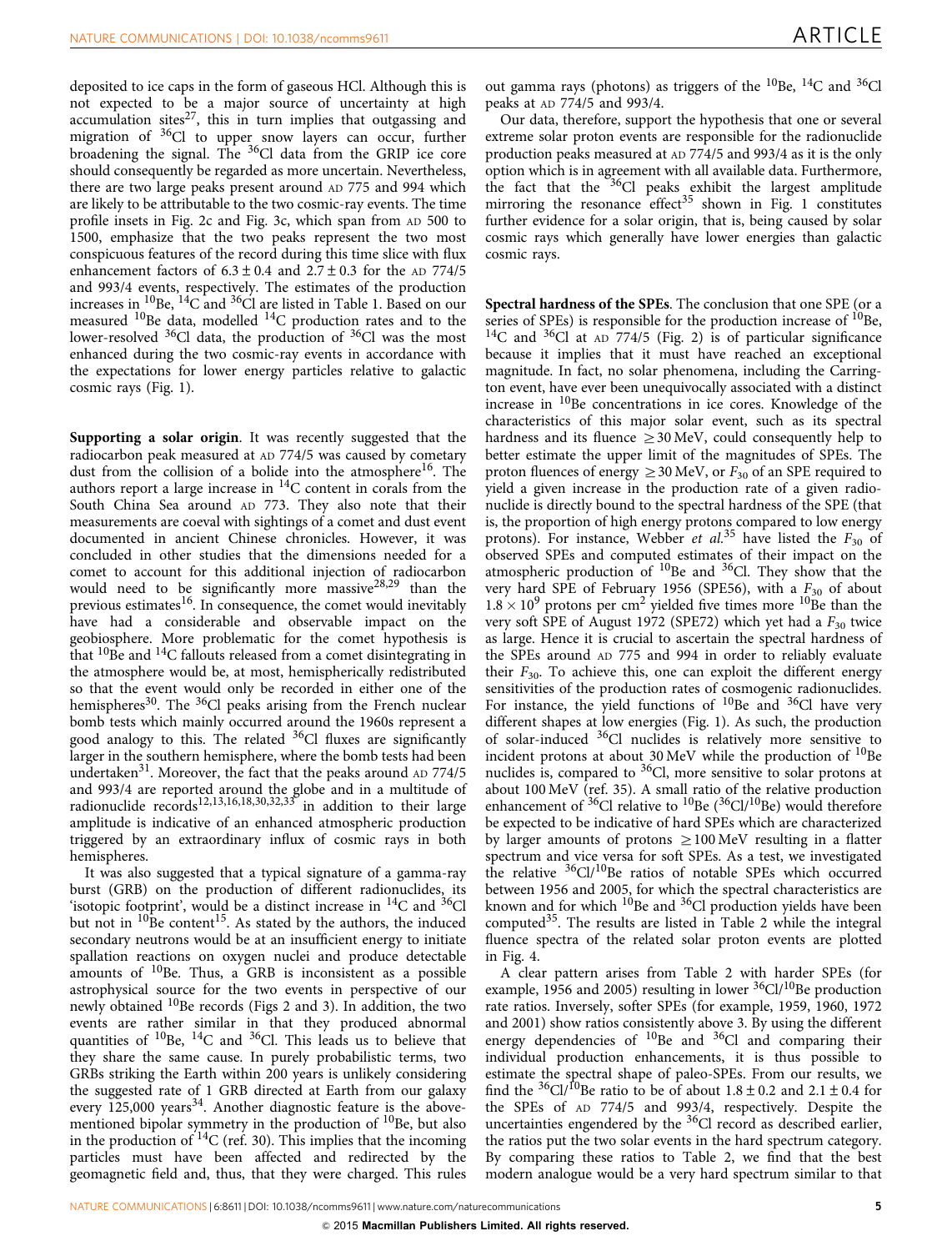deposited to ice caps in the form of gaseous HCl. Although this is not expected to be a major source of uncertainty at high accumulation sites[27], this in turn implies that outgassing and migration of $^{36}$Cl to upper snow layers can occur, further broadening the signal. The $^{36}$Cl data from the GRIP ice core should consequently be regarded as more uncertain. Nevertheless, there are two large peaks present around AD 775 and 994 which are likely to be attributable to the two cosmic-ray events. The time profile insets in Fig. 2c and Fig. 3c, which span from AD 500 to 1500, emphasize that the two peaks represent the two most conspicuous features of the record during this time slice with flux enhancement factors of $6.3 \pm 0.4$ and $2.7 \pm 0.3$ for the AD 774/5 and 993/4 events, respectively. The estimates of the production increases in $^{10}$Be, $^{14}$C and $^{36}$Cl are listed in Table 1. Based on our measured $^{10}$Be data, modelled $^{14}$C production rates and to the lower-resolved $^{36}$Cl data, the production of $^{36}$Cl was the most enhanced during the two cosmic-ray events in accordance with the expectations for lower energy particles relative to galactic cosmic rays (Fig. 1).

**Supporting a solar origin**. It was recently suggested that the radiocarbon peak measured at AD 774/5 was caused by cometary dust from the collision of a bolide into the atmosphere[16]. The authors report a large increase in $^{14}$C content in corals from the South China Sea around AD 773. They also note that their measurements are coeval with sightings of a comet and dust event documented in ancient Chinese chronicles. However, it was concluded in other studies that the dimensions needed for a comet to account for this additional injection of radiocarbon would need to be significantly more massive[28,29] than the previous estimates[16]. In consequence, the comet would inevitably have had a considerable and observable impact on the geobiosphere. More problematic for the comet hypothesis is that $^{10}$Be and $^{14}$C fallouts released from a comet disintegrating in the atmosphere would be, at most, hemispherically redistributed so that the event would only be recorded in either one of the hemispheres[30]. The $^{36}$Cl peaks arising from the French nuclear bomb tests which mainly occurred around the 1960s represent a good analogy to this. The related $^{36}$Cl fluxes are significantly larger in the southern hemisphere, where the bomb tests had been undertaken[31]. Moreover, the fact that the peaks around AD 774/5 and 993/4 are reported around the globe and in a multitude of radionuclide records[12,13,16,18,30,32,33] in addition to their large amplitude is indicative of an enhanced atmospheric production triggered by an extraordinary influx of cosmic rays in both hemispheres.

It was also suggested that a typical signature of a gamma-ray burst (GRB) on the production of different radionuclides, its 'isotopic footprint', would be a distinct increase in $^{14}$C and $^{36}$Cl but not in $^{10}$Be content[15]. As stated by the authors, the induced secondary neutrons would be at an insufficient energy to initiate spallation reactions on oxygen nuclei and produce detectable amounts of $^{10}$Be. Thus, a GRB is inconsistent as a possible astrophysical source for the two events in perspective of our newly obtained $^{10}$Be records (Figs 2 and 3). In addition, the two events are rather similar in that they produced abnormal quantities of $^{10}$Be, $^{14}$C and $^{36}$Cl. This leads us to believe that they share the same cause. In purely probabilistic terms, two GRBs striking the Earth within 200 years is unlikely considering the suggested rate of 1 GRB directed at Earth from our galaxy every 125,000 years[34]. Another diagnostic feature is the above-mentioned bipolar symmetry in the production of $^{10}$Be, but also in the production of $^{14}$C (ref. 30). This implies that the incoming particles must have been affected and redirected by the geomagnetic field and, thus, that they were charged. This rules out gamma rays (photons) as triggers of the $^{10}$Be, $^{14}$C and $^{36}$Cl peaks at AD 774/5 and 993/4.

Our data, therefore, support the hypothesis that one or several extreme solar proton events are responsible for the radionuclide production peaks measured at AD 774/5 and 993/4 as it is the only option which is in agreement with all available data. Furthermore, the fact that the $^{36}$Cl peaks exhibit the largest amplitude mirroring the resonance effect[35] shown in Fig. 1 constitutes further evidence for a solar origin, that is, being caused by solar cosmic rays which generally have lower energies than galactic cosmic rays.

**Spectral hardness of the SPEs**. The conclusion that one SPE (or a series of SPEs) is responsible for the production increase of $^{10}$Be, $^{14}$C and $^{36}$Cl at AD 774/5 (Fig. 2) is of particular significance because it implies that it must have reached an exceptional magnitude. In fact, no solar phenomena, including the Carrington event, have ever been unequivocally associated with a distinct increase in $^{10}$Be concentrations in ice cores. Knowledge of the characteristics of this major solar event, such as its spectral hardness and its fluence $\geq 30$ MeV, could consequently help to better estimate the upper limit of the magnitudes of SPEs. The proton fluences of energy $\geq 30$ MeV, or $F_{30}$ of an SPE required to yield a given increase in the production rate of a given radionuclide is directly bound to the spectral hardness of the SPE (that is, the proportion of high energy protons compared to low energy protons). For instance, Webber *et al.*[35] have listed the $F_{30}$ of observed SPEs and computed estimates of their impact on the atmospheric production of $^{10}$Be and $^{36}$Cl. They show that the very hard SPE of February 1956 (SPE56), with a $F_{30}$ of about $1.8 \times 10^9$ protons per cm$^2$ yielded five times more $^{10}$Be than the very soft SPE of August 1972 (SPE72) which yet had a $F_{30}$ twice as large. Hence it is crucial to ascertain the spectral hardness of the SPEs around AD 775 and 994 in order to reliably evaluate their $F_{30}$. To achieve this, one can exploit the different energy sensitivities of the production rates of cosmogenic radionuclides. For instance, the yield functions of $^{10}$Be and $^{36}$Cl have very different shapes at low energies (Fig. 1). As such, the production of solar-induced $^{36}$Cl nuclides is relatively more sensitive to incident protons at about 30 MeV while the production of $^{10}$Be nuclides is, compared to $^{36}$Cl, more sensitive to solar protons at about 100 MeV (ref. 35). A small ratio of the relative production enhancement of $^{36}$Cl relative to $^{10}$Be ($^{36}$Cl/$^{10}$Be) would therefore be expected to be indicative of hard SPEs which are characterized by larger amounts of protons $\geq 100$ MeV resulting in a flatter spectrum and vice versa for soft SPEs. As a test, we investigated the relative $^{36}$Cl/$^{10}$Be ratios of notable SPEs which occurred between 1956 and 2005, for which the spectral characteristics are known and for which $^{10}$Be and $^{36}$Cl production yields have been computed[35]. The results are listed in Table 2 while the integral fluence spectra of the related solar proton events are plotted in Fig. 4.

A clear pattern arises from Table 2 with harder SPEs (for example, 1956 and 2005) resulting in lower $^{36}$Cl/$^{10}$Be production rate ratios. Inversely, softer SPEs (for example, 1959, 1960, 1972 and 2001) show ratios consistently above 3. By using the different energy dependencies of $^{10}$Be and $^{36}$Cl and comparing their individual production enhancements, it is thus possible to estimate the spectral shape of paleo-SPEs. From our results, we find the $^{36}$Cl/$^{10}$Be ratio to be of about $1.8 \pm 0.2$ and $2.1 \pm 0.4$ for the SPEs of AD 774/5 and 993/4, respectively. Despite the uncertainties engendered by the $^{36}$Cl record as described earlier, the ratios put the two solar events in the hard spectrum category. By comparing these ratios to Table 2, we find that the best modern analogue would be a very hard spectrum similar to that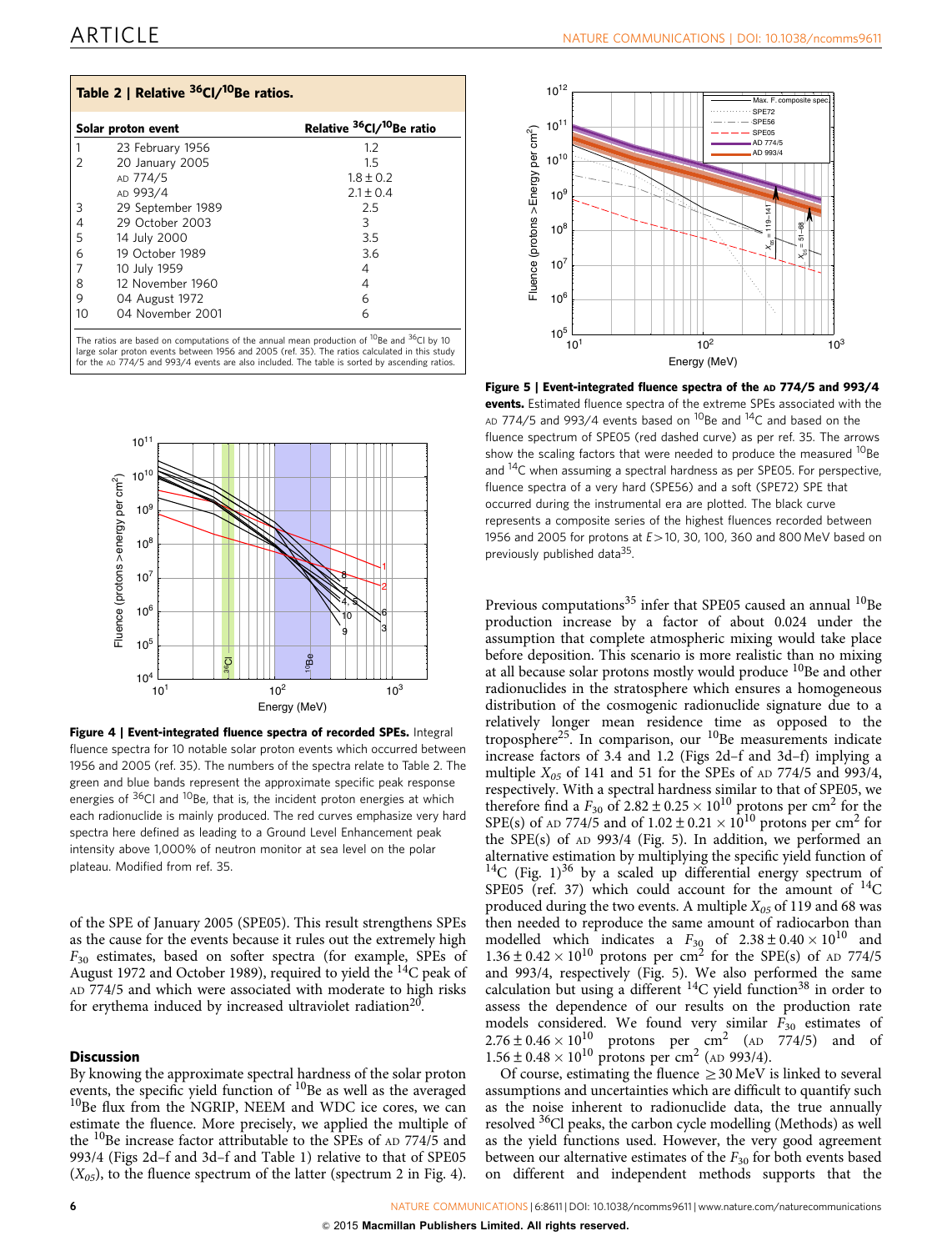**Table 2 | Relative $^{36}Cl/^{10}Be$ ratios.**

| Solar proton event | | Relative $^{36}Cl/^{10}Be$ ratio |
|---|---|---|
| 1 | 23 February 1956 | 1.2 |
| 2 | 20 January 2005 | 1.5 |
| | AD 774/5 | $1.8 \pm 0.2$ |
| | AD 993/4 | $2.1 \pm 0.4$ |
| 3 | 29 September 1989 | 2.5 |
| 4 | 29 October 2003 | 3 |
| 5 | 14 July 2000 | 3.5 |
| 6 | 19 October 1989 | 3.6 |
| 7 | 10 July 1959 | 4 |
| 8 | 12 November 1960 | 4 |
| 9 | 04 August 1972 | 6 |
| 10 | 04 November 2001 | 6 |

The ratios are based on computations of the annual mean production of $^{10}Be$ and $^{36}Cl$ by 10 large solar proton events between 1956 and 2005 (ref. 35). The ratios calculated in this study for the AD 774/5 and 993/4 events are also included. The table is sorted by ascending ratios.

**Figure 4 | Event-integrated fluence spectra of recorded SPEs.** Integral fluence spectra for 10 notable solar proton events which occurred between 1956 and 2005 (ref. 35). The numbers of the spectra relate to Table 2. The green and blue bands represent the approximate specific peak response energies of $^{36}Cl$ and $^{10}Be$, that is, the incident proton energies at which each radionuclide is mainly produced. The red curves emphasize very hard spectra here defined as leading to a Ground Level Enhancement peak intensity above 1,000% of neutron monitor at sea level on the polar plateau. Modified from ref. 35.

of the SPE of January 2005 (SPE05). This result strengthens SPEs as the cause for the events because it rules out the extremely high $F_{30}$ estimates, based on softer spectra (for example, SPEs of August 1972 and October 1989), required to yield the $^{14}C$ peak of AD 774/5 and which were associated with moderate to high risks for erythema induced by increased ultraviolet radiation[20].

## Discussion

By knowing the approximate spectral hardness of the solar proton events, the specific yield function of $^{10}Be$ as well as the averaged $^{10}Be$ flux from the NGRIP, NEEM and WDC ice cores, we can estimate the fluence. More precisely, we applied the multiple of the $^{10}Be$ increase factor attributable to the SPEs of AD 774/5 and 993/4 (Figs 2d–f and 3d–f and Table 1) relative to that of SPE05 ($X_{05}$), to the fluence spectrum of the latter (spectrum 2 in Fig. 4).

**Figure 5 | Event-integrated fluence spectra of the AD 774/5 and 993/4 events.** Estimated fluence spectra of the extreme SPEs associated with the AD 774/5 and 993/4 events based on $^{10}Be$ and $^{14}C$ and based on the fluence spectrum of SPE05 (red dashed curve) as per ref. 35. The arrows show the scaling factors that were needed to produce the measured $^{10}Be$ and $^{14}C$ when assuming a spectral hardness as per SPE05. For perspective, fluence spectra of a very hard (SPE56) and a soft (SPE72) SPE that occurred during the instrumental era are plotted. The black curve represents a composite series of the highest fluences recorded between 1956 and 2005 for protons at $E > 10$, 30, 100, 360 and 800 MeV based on previously published data[35].

Previous computations[35] infer that SPE05 caused an annual $^{10}Be$ production increase by a factor of about 0.024 under the assumption that complete atmospheric mixing would take place before deposition. This scenario is more realistic than no mixing at all because solar protons mostly would produce $^{10}Be$ and other radionuclides in the stratosphere which ensures a homogeneous distribution of the cosmogenic radionuclide signature due to a relatively longer mean residence time as opposed to the troposphere[25]. In comparison, our $^{10}Be$ measurements indicate increase factors of 3.4 and 1.2 (Figs 2d–f and 3d–f) implying a multiple $X_{05}$ of 141 and 51 for the SPEs of AD 774/5 and 993/4, respectively. With a spectral hardness similar to that of SPE05, we therefore find a $F_{30}$ of $2.82 \pm 0.25 \times 10^{10}$ protons per $cm^2$ for the SPE(s) of AD 774/5 and of $1.02 \pm 0.21 \times 10^{10}$ protons per $cm^2$ for the SPE(s) of AD 993/4 (Fig. 5). In addition, we performed an alternative estimation by multiplying the specific yield function of $^{14}C$ (Fig. 1)[36] by a scaled up differential energy spectrum of SPE05 (ref. 37) which could account for the amount of $^{14}C$ produced during the two events. A multiple $X_{05}$ of 119 and 68 was then needed to reproduce the same amount of radiocarbon than modelled which indicates a $F_{30}$ of $2.38 \pm 0.40 \times 10^{10}$ and $1.36 \pm 0.42 \times 10^{10}$ protons per $cm^2$ for the SPE(s) of AD 774/5 and 993/4, respectively (Fig. 5). We also performed the same calculation but using a different $^{14}C$ yield function[38] in order to assess the dependence of our results on the production rate models considered. We found very similar $F_{30}$ estimates of $2.76 \pm 0.46 \times 10^{10}$ protons per $cm^2$ (AD 774/5) and of $1.56 \pm 0.48 \times 10^{10}$ protons per $cm^2$ (AD 993/4).

Of course, estimating the fluence $\geq 30$ MeV is linked to several assumptions and uncertainties which are difficult to quantify such as the noise inherent to radionuclide data, the true annually resolved $^{36}Cl$ peaks, the carbon cycle modelling (Methods) as well as the yield functions used. However, the very good agreement between our alternative estimates of the $F_{30}$ for both events based on different and independent methods supports that the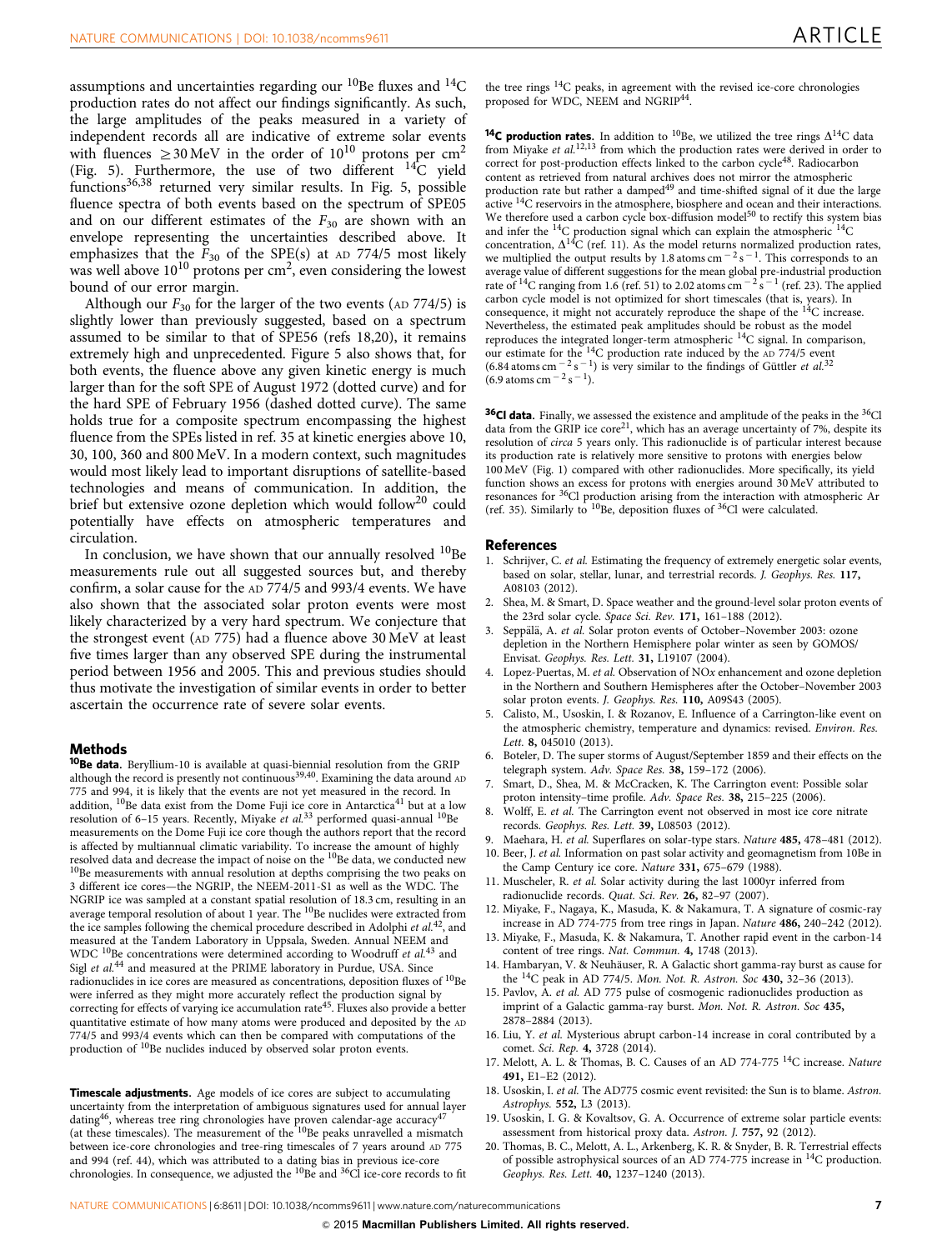assumptions and uncertainties regarding our $^{10}$Be fluxes and $^{14}$C production rates do not affect our findings significantly. As such, the large amplitudes of the peaks measured in a variety of independent records all are indicative of extreme solar events with fluences $\geq$30 MeV in the order of $10^{10}$ protons per cm$^2$ (Fig. 5). Furthermore, the use of two different $^{14}$C yield functions[36,38] returned very similar results. In Fig. 5, possible fluence spectra of both events based on the spectrum of SPE05 and on our different estimates of the $F_{30}$ are shown with an envelope representing the uncertainties described above. It emphasizes that the $F_{30}$ of the SPE(s) at AD 774/5 most likely was well above $10^{10}$ protons per cm$^2$, even considering the lowest bound of our error margin.

Although our $F_{30}$ for the larger of the two events (AD 774/5) is slightly lower than previously suggested, based on a spectrum assumed to be similar to that of SPE56 (refs 18,20), it remains extremely high and unprecedented. Figure 5 also shows that, for both events, the fluence above any given kinetic energy is much larger than for the soft SPE of August 1972 (dotted curve) and for the hard SPE of February 1956 (dashed dotted curve). The same holds true for a composite spectrum encompassing the highest fluence from the SPEs listed in ref. 35 at kinetic energies above 10, 30, 100, 360 and 800 MeV. In a modern context, such magnitudes would most likely lead to important disruptions of satellite-based technologies and means of communication. In addition, the brief but extensive ozone depletion which would follow[20] could potentially have effects on atmospheric temperatures and circulation.

In conclusion, we have shown that our annually resolved $^{10}$Be measurements rule out all suggested sources but, and thereby confirm, a solar cause for the AD 774/5 and 993/4 events. We have also shown that the associated solar proton events were most likely characterized by a very hard spectrum. We conjecture that the strongest event (AD 775) had a fluence above 30 MeV at least five times larger than any observed SPE during the instrumental period between 1956 and 2005. This and previous studies should thus motivate the investigation of similar events in order to better ascertain the occurrence rate of severe solar events.

## Methods

**$^{10}$Be data.** Beryllium-10 is available at quasi-biennial resolution from the GRIP although the record is presently not continuous[39,40]. Examining the data around AD 775 and 994, it is likely that the events are not yet measured in the record. In addition, $^{10}$Be data exist from the Dome Fuji ice core in Antarctica[41] but at a low resolution of 6–15 years. Recently, Miyake *et al.*[33] performed quasi-annual $^{10}$Be measurements on the Dome Fuji ice core though the authors report that the record is affected by multiannual climatic variability. To increase the amount of highly resolved data and decrease the impact of noise on the $^{10}$Be data, we conducted new $^{10}$Be measurements with annual resolution at depths comprising the two peaks on 3 different ice cores—the NGRIP, the NEEM-2011-S1 as well as the WDC. The NGRIP ice was sampled at a constant spatial resolution of 18.3 cm, resulting in an average temporal resolution of about 1 year. The $^{10}$Be nuclides were extracted from the ice samples following the chemical procedure described in Adolphi *et al.*[42], and measured at the Tandem Laboratory in Uppsala, Sweden. Annual NEEM and WDC $^{10}$Be concentrations were determined according to Woodruff *et al.*[43] and Sigl *et al.*[44] and measured at the PRIME laboratory in Purdue, USA. Since radionuclides in ice cores are measured as concentrations, deposition fluxes of $^{10}$Be were inferred as they might more accurately reflect the production signal by correcting for effects of varying ice accumulation rate[45]. Fluxes also provide a better quantitative estimate of how many atoms were produced and deposited by the AD 774/5 and 993/4 events which can then be compared with computations of the production of $^{10}$Be nuclides induced by observed solar proton events.

**Timescale adjustments.** Age models of ice cores are subject to accumulating uncertainty from the interpretation of ambiguous signatures used for annual layer dating[46], whereas tree ring chronologies have proven calendar-age accuracy[47] (at these timescales). The measurement of the $^{10}$Be peaks unravelled a mismatch between ice-core chronologies and tree-ring timescales of 7 years around AD 775 and 994 (ref. 44), which was attributed to a dating bias in previous ice-core chronologies. In consequence, we adjusted the $^{10}$Be and $^{36}$Cl ice-core records to fit the tree rings $^{14}$C peaks, in agreement with the revised ice-core chronologies proposed for WDC, NEEM and NGRIP[44].

**$^{14}$C production rates.** In addition to $^{10}$Be, we utilized the tree rings $\Delta^{14}$C data from Miyake *et al.*[12,13] from which the production rates were derived in order to correct for post-production effects linked to the carbon cycle[48]. Radiocarbon content as retrieved from natural archives does not mirror the atmospheric production rate but rather a damped[49] and time-shifted signal of it due the large active $^{14}$C reservoirs in the atmosphere, biosphere and ocean and their interactions. We therefore used a carbon cycle box-diffusion model[50] to rectify this system bias and infer the $^{14}$C production signal which can explain the atmospheric $^{14}$C concentration, $\Delta^{14}$C (ref. 11). As the model returns normalized production rates, we multiplied the output results by 1.8 atoms cm$^{-2}$ s$^{-1}$. This corresponds to an average value of different suggestions for the mean global pre-industrial production rate of $^{14}$C ranging from 1.6 (ref. 51) to 2.02 atoms cm$^{-2}$ s$^{-1}$ (ref. 23). The applied carbon cycle model is not optimized for short timescales (that is, years). In consequence, it might not accurately reproduce the shape of the $^{14}$C increase. Nevertheless, the estimated peak amplitudes should be robust as the model reproduces the integrated longer-term atmospheric $^{14}$C signal. In comparison, our estimate for the $^{14}$C production rate induced by the AD 774/5 event (6.84 atoms cm$^{-2}$ s$^{-1}$) is very similar to the findings of Güttler *et al.*[32] (6.9 atoms cm$^{-2}$ s$^{-1}$).

**$^{36}$Cl data.** Finally, we assessed the existence and amplitude of the peaks in the $^{36}$Cl data from the GRIP ice core[21], which has an average uncertainty of 7%, despite its resolution of *circa* 5 years only. This radionuclide is of particular interest because its production rate is relatively more sensitive to protons with energies below 100 MeV (Fig. 1) compared with other radionuclides. More specifically, its yield function shows an excess for protons with energies around 30 MeV attributed to resonances for $^{36}$Cl production arising from the interaction with atmospheric Ar (ref. 35). Similarly to $^{10}$Be, deposition fluxes of $^{36}$Cl were calculated.

## References

1. Schrijver, C. *et al.* Estimating the frequency of extremely energetic solar events, based on solar, stellar, lunar, and terrestrial records. *J. Geophys. Res.* **117,** A08103 (2012).
2. Shea, M. & Smart, D. Space weather and the ground-level solar proton events of the 23rd solar cycle. *Space Sci. Rev.* **171,** 161–188 (2012).
3. Seppälä, A. *et al.* Solar proton events of October–November 2003: ozone depletion in the Northern Hemisphere polar winter as seen by GOMOS/Envisat. *Geophys. Res. Lett.* **31,** L19107 (2004).
4. Lopez-Puertas, M. *et al.* Observation of NOx enhancement and ozone depletion in the Northern and Southern Hemispheres after the October–November 2003 solar proton events. *J. Geophys. Res.* **110,** A09S43 (2005).
5. Calisto, M., Usoskin, I. & Rozanov, E. Influence of a Carrington-like event on the atmospheric chemistry, temperature and dynamics: revised. *Environ. Res. Lett.* **8,** 045010 (2013).
6. Boteler, D. The super storms of August/September 1859 and their effects on the telegraph system. *Adv. Space Res.* **38,** 159–172 (2006).
7. Smart, D., Shea, M. & McCracken, K. The Carrington event: Possible solar proton intensity–time profile. *Adv. Space Res.* **38,** 215–225 (2006).
8. Wolff, E. *et al.* The Carrington event not observed in most ice core nitrate records. *Geophys. Res. Lett.* **39,** L08503 (2012).
9. Maehara, H. *et al.* Superflares on solar-type stars. *Nature* **485,** 478–481 (2012).
10. Beer, J. *et al.* Information on past solar activity and geomagnetism from 10Be in the Camp Century ice core. *Nature* **331,** 675–679 (1988).
11. Muscheler, R. *et al.* Solar activity during the last 1000yr inferred from radionuclide records. *Quat. Sci. Rev.* **26,** 82–97 (2007).
12. Miyake, F., Nagaya, K., Masuda, K. & Nakamura, T. A signature of cosmic-ray increase in AD 774-775 from tree rings in Japan. *Nature* **486,** 240–242 (2012).
13. Miyake, F., Masuda, K. & Nakamura, T. Another rapid event in the carbon-14 content of tree rings. *Nat. Commun.* **4,** 1748 (2013).
14. Hambaryan, V. & Neuhäuser, R. A Galactic short gamma-ray burst as cause for the $^{14}$C peak in AD 774/5. *Mon. Not. R. Astron. Soc* **430,** 32–36 (2013).
15. Pavlov, A. *et al.* AD 775 pulse of cosmogenic radionuclides production as imprint of a Galactic gamma-ray burst. *Mon. Not. R. Astron. Soc* **435,** 2878–2884 (2013).
16. Liu, Y. *et al.* Mysterious abrupt carbon-14 increase in coral contributed by a comet. *Sci. Rep.* **4,** 3728 (2014).
17. Melott, A. L. & Thomas, B. C. Causes of an AD 774-775 $^{14}$C increase. *Nature* **491,** E1–E2 (2012).
18. Usoskin, I. *et al.* The AD775 cosmic event revisited: the Sun is to blame. *Astron. Astrophys.* **552,** L3 (2013).
19. Usoskin, I. G. & Kovaltsov, G. A. Occurrence of extreme solar particle events: assessment from historical proxy data. *Astron. J.* **757,** 92 (2012).
20. Thomas, B. C., Melott, A. L., Arkenberg, K. R. & Snyder, B. R. Terrestrial effects of possible astrophysical sources of an AD 774-775 increase in $^{14}$C production. *Geophys. Res. Lett.* **40,** 1237–1240 (2013).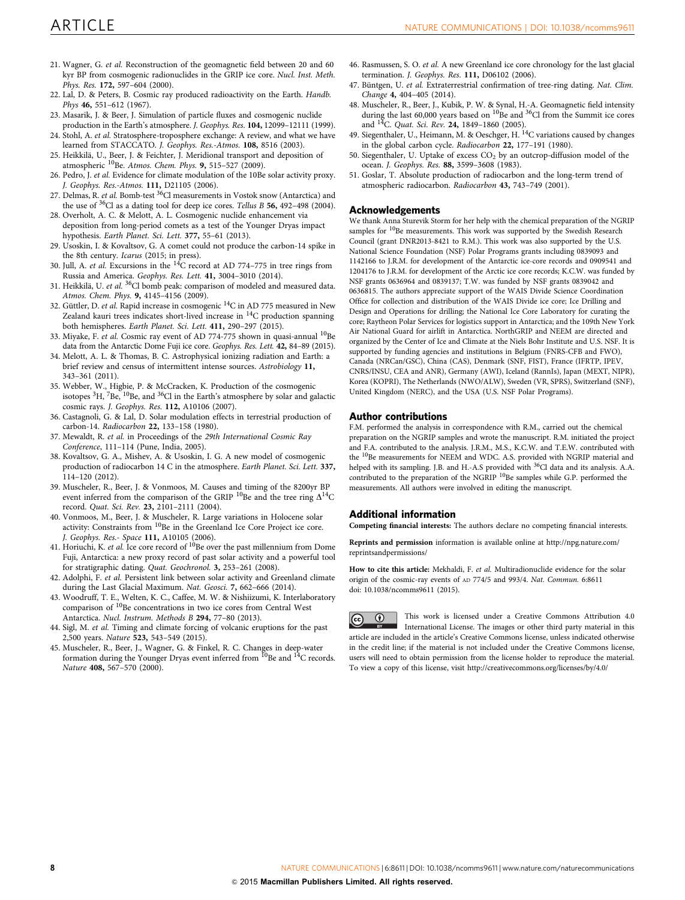21. Wagner, G. *et al.* Reconstruction of the geomagnetic field between 20 and 60 kyr BP from cosmogenic radionuclides in the GRIP ice core. *Nucl. Inst. Meth. Phys. Res.* **172,** 597–604 (2000).
22. Lal, D. & Peters, B. Cosmic ray produced radioactivity on the Earth. *Handb. Phys* **46,** 551–612 (1967).
23. Masarik, J. & Beer, J. Simulation of particle fluxes and cosmogenic nuclide production in the Earth's atmosphere. *J. Geophys. Res.* **104,** 12099–12111 (1999).
24. Stohl, A. *et al.* Stratosphere-troposphere exchange: A review, and what we have learned from STACCATO. *J. Geophys. Res.-Atmos.* **108,** 8516 (2003).
25. Heikkilä, U., Beer, J. & Feichter, J. Meridional transport and deposition of atmospheric $^{10}$Be. *Atmos. Chem. Phys.* **9,** 515–527 (2009).
26. Pedro, J. *et al.* Evidence for climate modulation of the 10Be solar activity proxy. *J. Geophys. Res.-Atmos.* **111,** D21105 (2006).
27. Delmas, R. *et al.* Bomb-test $^{36}$Cl measurements in Vostok snow (Antarctica) and the use of $^{36}$Cl as a dating tool for deep ice cores. *Tellus B* **56,** 492–498 (2004).
28. Overholt, A. C. & Melott, A. L. Cosmogenic nuclide enhancement via deposition from long-period comets as a test of the Younger Dryas impact hypothesis. *Earth Planet. Sci. Lett.* **377,** 55–61 (2013).
29. Usoskin, I. & Kovaltsov, G. A comet could not produce the carbon-14 spike in the 8th century. *Icarus* (2015; in press).
30. Jull, A. *et al.* Excursions in the $^{14}$C record at AD 774–775 in tree rings from Russia and America. *Geophys. Res. Lett.* **41,** 3004–3010 (2014).
31. Heikkilä, U. *et al.* $^{36}$Cl bomb peak: comparison of modeled and measured data. *Atmos. Chem. Phys.* **9,** 4145–4156 (2009).
32. Güttler, D. *et al.* Rapid increase in cosmogenic $^{14}$C in AD 775 measured in New Zealand kauri trees indicates short-lived increase in $^{14}$C production spanning both hemispheres. *Earth Planet. Sci. Lett.* **411,** 290–297 (2015).
33. Miyake, F. *et al.* Cosmic ray event of AD 774-775 shown in quasi-annual $^{10}$Be data from the Antarctic Dome Fuji ice core. *Geophys. Res. Lett.* **42,** 84–89 (2015).
34. Melott, A. L. & Thomas, B. C. Astrophysical ionizing radiation and Earth: a brief review and census of intermittent intense sources. *Astrobiology* **11,** 343–361 (2011).
35. Webber, W., Higbie, P. & McCracken, K. Production of the cosmogenic isotopes $^{3}$H, $^{7}$Be, $^{10}$Be, and $^{36}$Cl in the Earth's atmosphere by solar and galactic cosmic rays. *J. Geophys. Res.* **112,** A10106 (2007).
36. Castagnoli, G. & Lal, D. Solar modulation effects in terrestrial production of carbon-14. *Radiocarbon* **22,** 133–158 (1980).
37. Mewaldt, R. *et al.* in Proceedings of the *29th International Cosmic Ray Conference*, 111–114 (Pune, India, 2005).
38. Kovaltsov, G. A., Mishev, A. & Usoskin, I. G. A new model of cosmogenic production of radiocarbon 14 C in the atmosphere. *Earth Planet. Sci. Lett.* **337,** 114–120 (2012).
39. Muscheler, R., Beer, J. & Vonmoos, M. Causes and timing of the 8200yr BP event inferred from the comparison of the GRIP $^{10}$Be and the tree ring $\Delta^{14}$C record. *Quat. Sci. Rev.* **23,** 2101–2111 (2004).
40. Vonmoos, M., Beer, J. & Muscheler, R. Large variations in Holocene solar activity: Constraints from $^{10}$Be in the Greenland Ice Core Project ice core. *J. Geophys. Res.- Space* **111,** A10105 (2006).
41. Horiuchi, K. *et al.* Ice core record of $^{10}$Be over the past millennium from Dome Fuji, Antarctica: a new proxy record of past solar activity and a powerful tool for stratigraphic dating. *Quat. Geochronol.* **3,** 253–261 (2008).
42. Adolphi, F. *et al.* Persistent link between solar activity and Greenland climate during the Last Glacial Maximum. *Nat. Geosci.* **7,** 662–666 (2014).
43. Woodruff, T. E., Welten, K. C., Caffee, M. W. & Nishiizumi, K. Interlaboratory comparison of $^{10}$Be concentrations in two ice cores from Central West Antarctica. *Nucl. Instrum. Methods B* **294,** 77–80 (2013).
44. Sigl, M. *et al.* Timing and climate forcing of volcanic eruptions for the past 2,500 years. *Nature* **523,** 543–549 (2015).
45. Muscheler, R., Beer, J., Wagner, G. & Finkel, R. C. Changes in deep-water formation during the Younger Dryas event inferred from $^{10}$Be and $^{14}$C records. *Nature* **408,** 567–570 (2000).
46. Rasmussen, S. O. *et al.* A new Greenland ice core chronology for the last glacial termination. *J. Geophys. Res.* **111,** D06102 (2006).
47. Büntgen, U. *et al.* Extraterrestrial confirmation of tree-ring dating. *Nat. Clim. Change* **4,** 404–405 (2014).
48. Muscheler, R., Beer, J., Kubik, P. W. & Synal, H.-A. Geomagnetic field intensity during the last 60,000 years based on $^{10}$Be and $^{36}$Cl from the Summit ice cores and $^{14}$C. *Quat. Sci. Rev.* **24,** 1849–1860 (2005).
49. Siegenthaler, U., Heimann, M. & Oeschger, H. $^{14}$C variations caused by changes in the global carbon cycle. *Radiocarbon* **22,** 177–191 (1980).
50. Siegenthaler, U. Uptake of excess $CO_2$ by an outcrop-diffusion model of the ocean. *J. Geophys. Res.* **88,** 3599–3608 (1983).
51. Goslar, T. Absolute production of radiocarbon and the long-term trend of atmospheric radiocarbon. *Radiocarbon* **43,** 743–749 (2001).

## Acknowledgements

We thank Anna Sturevik Storm for her help with the chemical preparation of the NGRIP samples for $^{10}$Be measurements. This work was supported by the Swedish Research Council (grant DNR2013-8421 to R.M.). This work was also supported by the U.S. National Science Foundation (NSF) Polar Programs grants including 0839093 and 1142166 to J.R.M. for development of the Antarctic ice-core records and 0909541 and 1204176 to J.R.M. for development of the Arctic ice core records; K.C.W. was funded by NSF grants 0636964 and 0839137; T.W. was funded by NSF grants 0839042 and 0636815. The authors appreciate support of the WAIS Divide Science Coordination Office for collection and distribution of the WAIS Divide ice core; Ice Drilling and Design and Operations for drilling; the National Ice Core Laboratory for curating the core; Raytheon Polar Services for logistics support in Antarctica; and the 109th New York Air National Guard for airlift in Antarctica. NorthGRIP and NEEM are directed and organized by the Center of Ice and Climate at the Niels Bohr Institute and U.S. NSF. It is supported by funding agencies and institutions in Belgium (FNRS-CFB and FWO), Canada (NRCan/GSC), China (CAS), Denmark (SNF, FIST), France (IFRTP, IPEV, CNRS/INSU, CEA and ANR), Germany (AWI), Iceland (RannIs), Japan (MEXT, NIPR), Korea (KOPRI), The Netherlands (NWO/ALW), Sweden (VR, SPRS), Switzerland (SNF), United Kingdom (NERC), and the USA (U.S. NSF Polar Programs).

## Author contributions

F.M. performed the analysis in correspondence with R.M., carried out the chemical preparation on the NGRIP samples and wrote the manuscript. R.M. initiated the project and F.A. contributed to the analysis. J.R.M., M.S., K.C.W. and T.E.W. contributed with the $^{10}$Be measurements for NEEM and WDC. A.S. provided with NGRIP material and helped with its sampling. J.B. and H.-A.S provided with $^{36}$Cl data and its analysis. A.A. contributed to the preparation of the NGRIP $^{10}$Be samples while G.P. performed the measurements. All authors were involved in editing the manuscript.

## Additional information

**Competing financial interests:** The authors declare no competing financial interests.

**Reprints and permission** information is available online at http://npg.nature.com/reprintsandpermissions/

**How to cite this article:** Mekhaldi, F. *et al.* Multiradionuclide evidence for the solar origin of the cosmic-ray events of AD 774/5 and 993/4. *Nat. Commun.* 6:8611 doi: 10.1038/ncomms9611 (2015).

This work is licensed under a Creative Commons Attribution 4.0 International License. The images or other third party material in this article are included in the article's Creative Commons license, unless indicated otherwise in the credit line; if the material is not included under the Creative Commons license, users will need to obtain permission from the license holder to reproduce the material. To view a copy of this license, visit http://creativecommons.org/licenses/by/4.0/